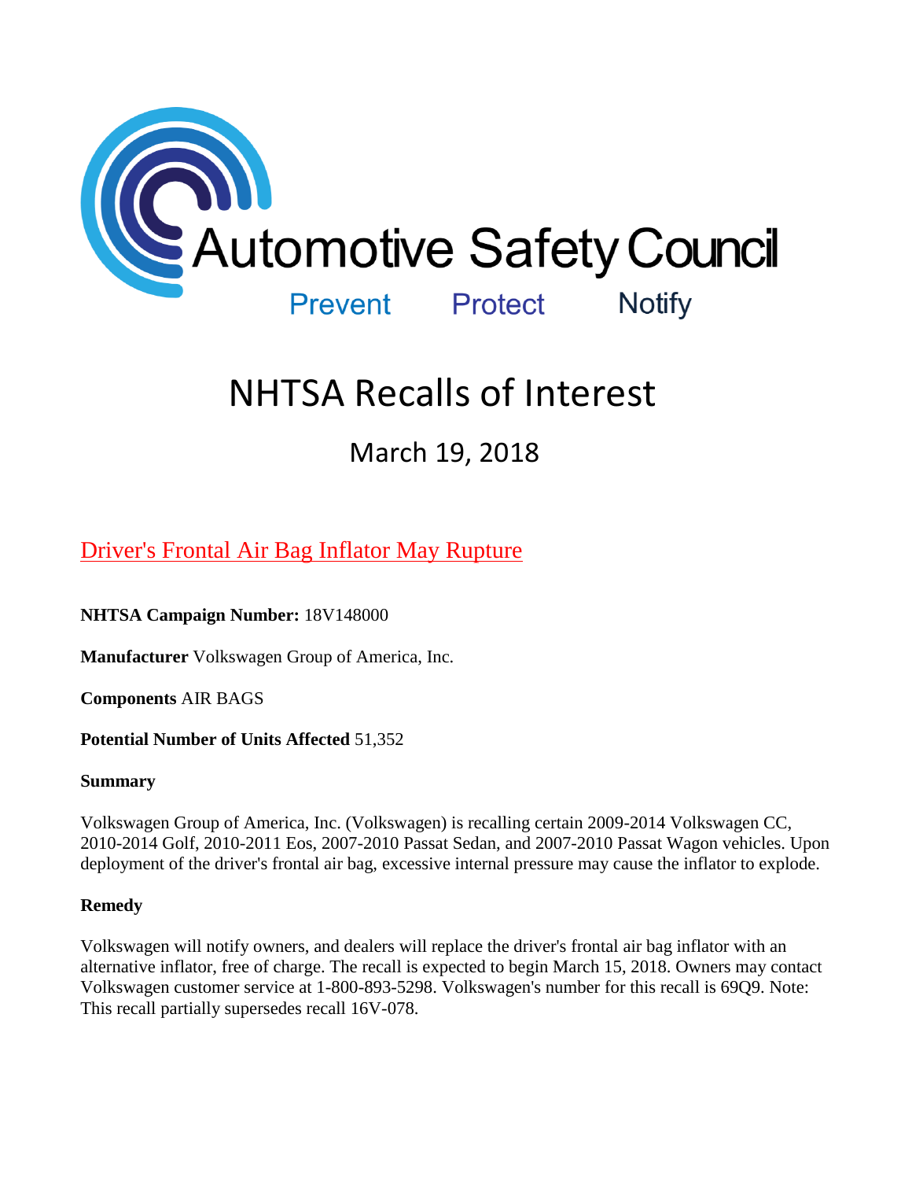Automotive Safety Council

Prevent Protect Notify

# NHTSA Recalls of Interest

## March 19, 2018

### Driver's Frontal Air Bag Inflator May Rupture

**NHTSA Campaign Number:** 18V148000

**Manufacturer** Volkswagen Group of America, Inc.

**Components** AIR BAGS

**Potential Number of Units Affected** 51,352

**Summary**

Volkswagen Group of America, Inc. (Volkswagen) is recalling certain 2009-2014 Volkswagen CC, 2010-2014 Golf, 2010-2011 Eos, 2007-2010 Passat Sedan, and 2007-2010 Passat Wagon vehicles. Upon deployment of the driver's frontal air bag, excessive internal pressure may cause the inflator to explode.

**Remedy**

Volkswagen will notify owners, and dealers will replace the driver's frontal air bag inflator with an alternative inflator, free of charge. The recall is expected to begin March 15, 2018. Owners may contact Volkswagen customer service at 1-800-893-5298. Volkswagen's number for this recall is 69Q9. Note: This recall partially supersedes recall 16V-078.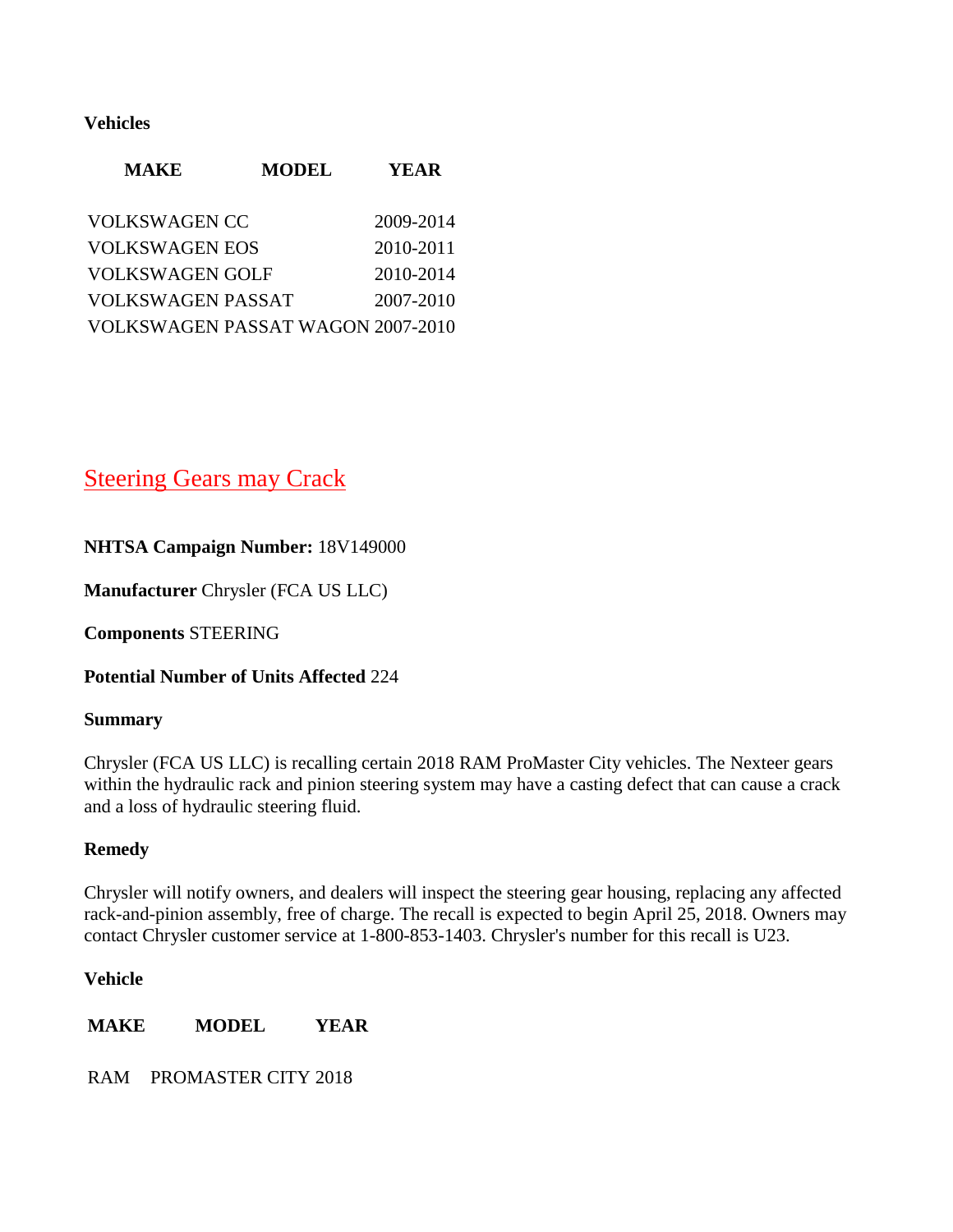**Vehicles**

| MAKE | MODEL | YEAR |
|---|---|---|
| VOLKSWAGEN | CC | 2009-2014 |
| VOLKSWAGEN | EOS | 2010-2011 |
| VOLKSWAGEN | GOLF | 2010-2014 |
| VOLKSWAGEN | PASSAT | 2007-2010 |
| VOLKSWAGEN | PASSAT WAGON | 2007-2010 |

## Steering Gears may Crack

**NHTSA Campaign Number:** 18V149000

**Manufacturer** Chrysler (FCA US LLC)

**Components** STEERING

**Potential Number of Units Affected** 224

**Summary**

Chrysler (FCA US LLC) is recalling certain 2018 RAM ProMaster City vehicles. The Nexteer gears within the hydraulic rack and pinion steering system may have a casting defect that can cause a crack and a loss of hydraulic steering fluid.

**Remedy**

Chrysler will notify owners, and dealers will inspect the steering gear housing, replacing any affected rack-and-pinion assembly, free of charge. The recall is expected to begin April 25, 2018. Owners may contact Chrysler customer service at 1-800-853-1403. Chrysler's number for this recall is U23.

**Vehicle**

| MAKE | MODEL | YEAR |
|---|---|---|
| RAM | PROMASTER CITY | 2018 |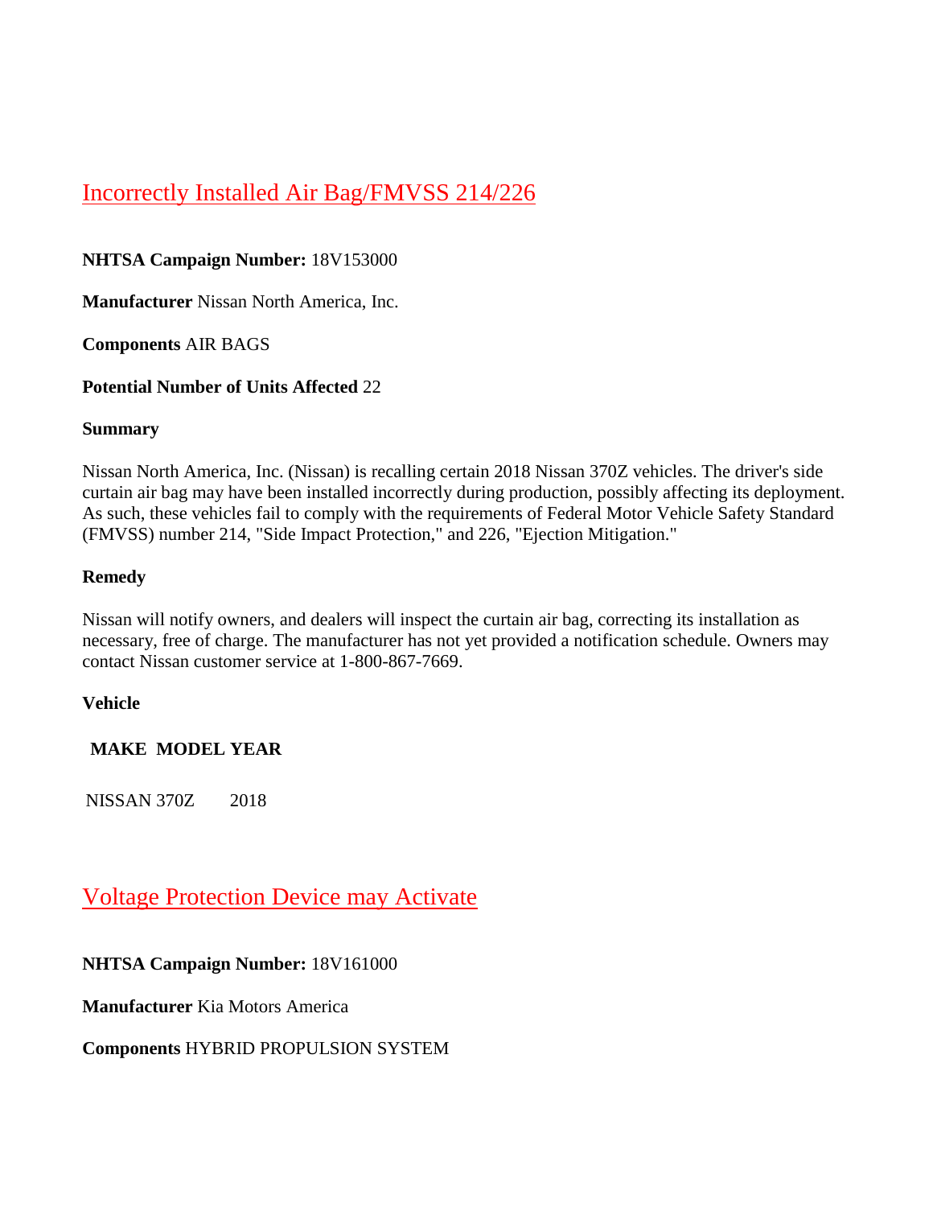## Incorrectly Installed Air Bag/FMVSS 214/226

**NHTSA Campaign Number:** 18V153000

**Manufacturer** Nissan North America, Inc.

**Components** AIR BAGS

**Potential Number of Units Affected** 22

**Summary**

Nissan North America, Inc. (Nissan) is recalling certain 2018 Nissan 370Z vehicles. The driver's side curtain air bag may have been installed incorrectly during production, possibly affecting its deployment. As such, these vehicles fail to comply with the requirements of Federal Motor Vehicle Safety Standard (FMVSS) number 214, "Side Impact Protection," and 226, "Ejection Mitigation."

**Remedy**

Nissan will notify owners, and dealers will inspect the curtain air bag, correcting its installation as necessary, free of charge. The manufacturer has not yet provided a notification schedule. Owners may contact Nissan customer service at 1-800-867-7669.

**Vehicle**

| MAKE | MODEL | YEAR |
| --- | --- | --- |
| NISSAN | 370Z | 2018 |

## Voltage Protection Device may Activate

**NHTSA Campaign Number:** 18V161000

**Manufacturer** Kia Motors America

**Components** HYBRID PROPULSION SYSTEM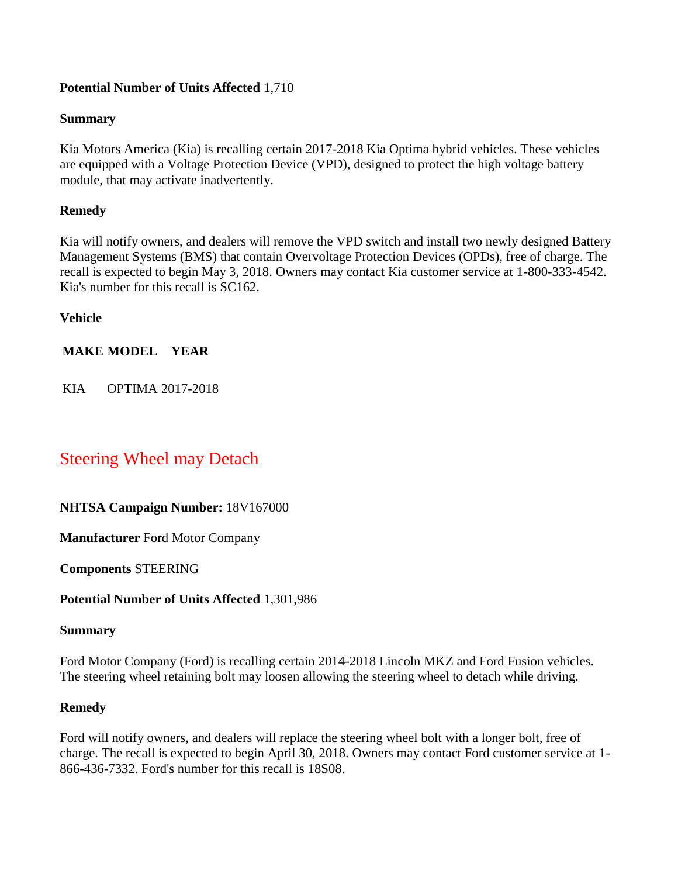**Potential Number of Units Affected** 1,710

**Summary**

Kia Motors America (Kia) is recalling certain 2017-2018 Kia Optima hybrid vehicles. These vehicles are equipped with a Voltage Protection Device (VPD), designed to protect the high voltage battery module, that may activate inadvertently.

**Remedy**

Kia will notify owners, and dealers will remove the VPD switch and install two newly designed Battery Management Systems (BMS) that contain Overvoltage Protection Devices (OPDs), free of charge. The recall is expected to begin May 3, 2018. Owners may contact Kia customer service at 1-800-333-4542. Kia's number for this recall is SC162.

**Vehicle**

| MAKE | MODEL | YEAR |
|---|---|---|
| KIA | OPTIMA | 2017-2018 |

## Steering Wheel may Detach

**NHTSA Campaign Number:** 18V167000

**Manufacturer** Ford Motor Company

**Components** STEERING

**Potential Number of Units Affected** 1,301,986

**Summary**

Ford Motor Company (Ford) is recalling certain 2014-2018 Lincoln MKZ and Ford Fusion vehicles. The steering wheel retaining bolt may loosen allowing the steering wheel to detach while driving.

**Remedy**

Ford will notify owners, and dealers will replace the steering wheel bolt with a longer bolt, free of charge. The recall is expected to begin April 30, 2018. Owners may contact Ford customer service at 1-866-436-7332. Ford's number for this recall is 18S08.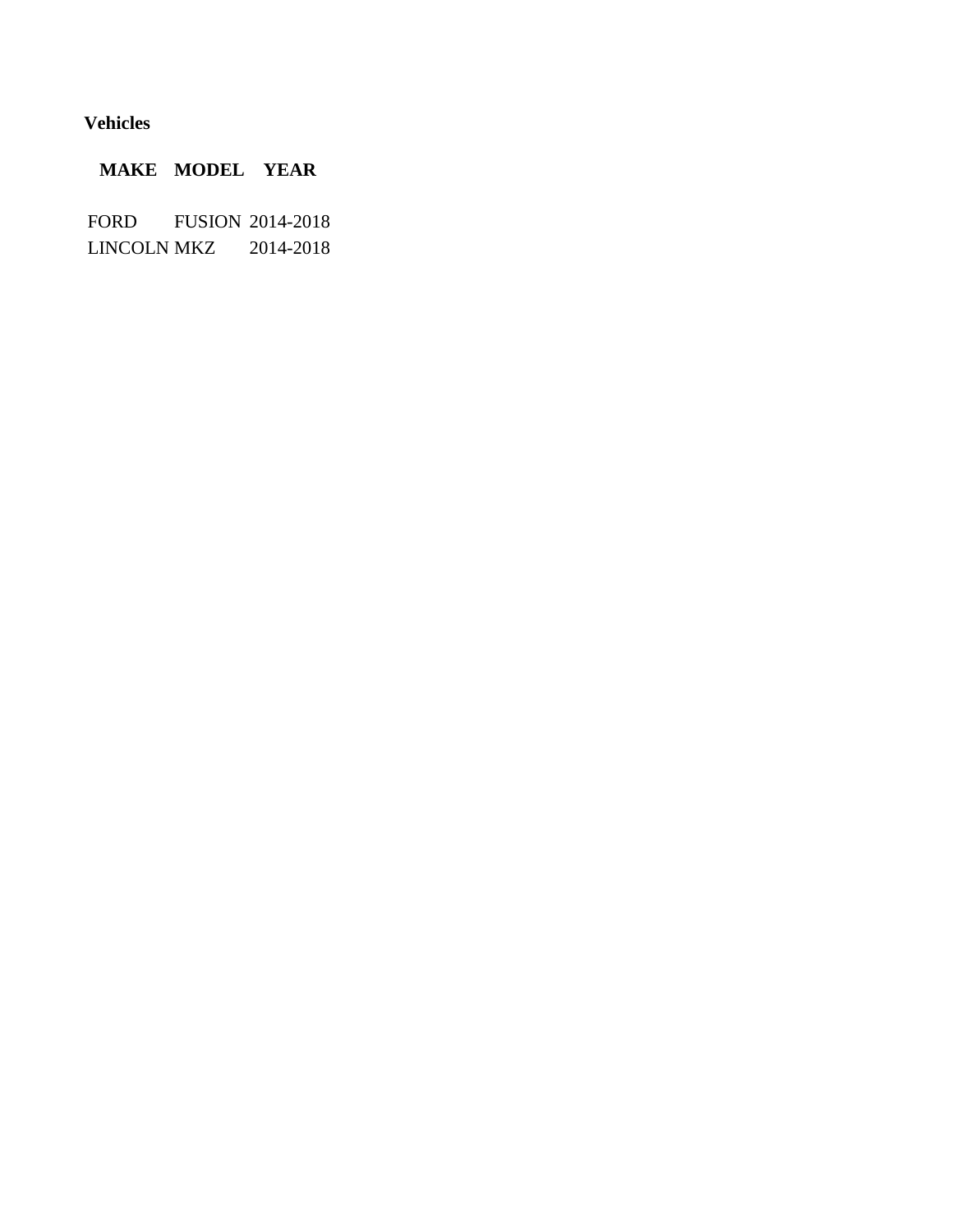**Vehicles**

| MAKE | MODEL | YEAR |
| --- | --- | --- |
| FORD | FUSION | 2014-2018 |
| LINCOLN | MKZ | 2014-2018 |